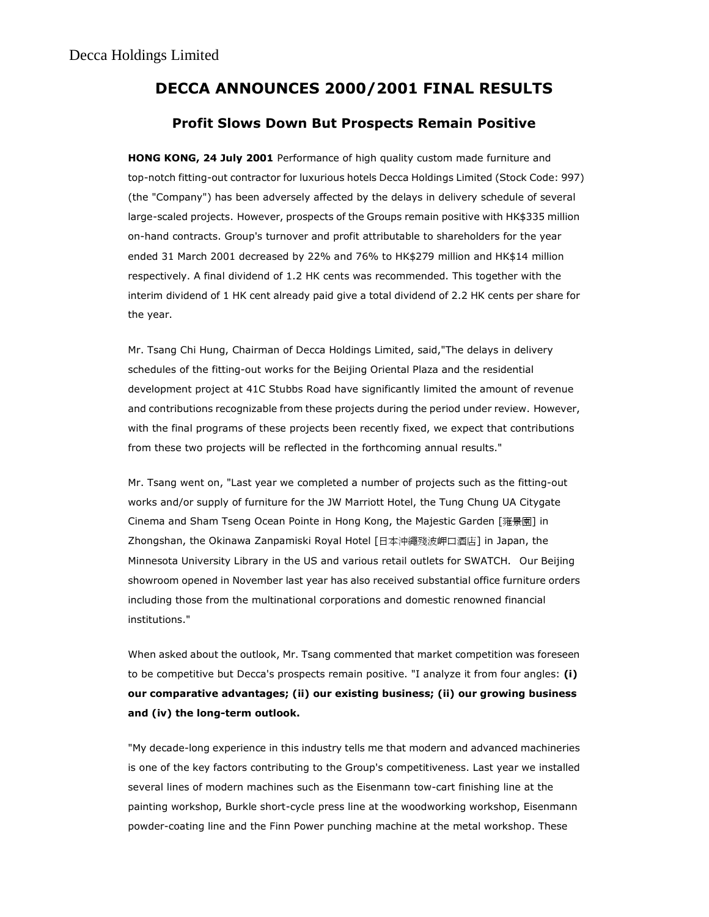Decca Holdings Limited

# DECCA ANNOUNCES 2000/2001 FINAL RESULTS

## Profit Slows Down But Prospects Remain Positive

**HONG KONG, 24 July 2001** Performance of high quality custom made furniture and top-notch fitting-out contractor for luxurious hotels Decca Holdings Limited (Stock Code: 997) (the "Company") has been adversely affected by the delays in delivery schedule of several large-scaled projects. However, prospects of the Groups remain positive with HK$335 million on-hand contracts. Group's turnover and profit attributable to shareholders for the year ended 31 March 2001 decreased by 22% and 76% to HK$279 million and HK$14 million respectively. A final dividend of 1.2 HK cents was recommended. This together with the interim dividend of 1 HK cent already paid give a total dividend of 2.2 HK cents per share for the year.

Mr. Tsang Chi Hung, Chairman of Decca Holdings Limited, said,"The delays in delivery schedules of the fitting-out works for the Beijing Oriental Plaza and the residential development project at 41C Stubbs Road have significantly limited the amount of revenue and contributions recognizable from these projects during the period under review. However, with the final programs of these projects been recently fixed, we expect that contributions from these two projects will be reflected in the forthcoming annual results."

Mr. Tsang went on, "Last year we completed a number of projects such as the fitting-out works and/or supply of furniture for the JW Marriott Hotel, the Tung Chung UA Citygate Cinema and Sham Tseng Ocean Pointe in Hong Kong, the Majestic Garden [雍景園] in Zhongshan, the Okinawa Zanpamiski Royal Hotel [日本沖繩殘波岬口酒店] in Japan, the Minnesota University Library in the US and various retail outlets for SWATCH. Our Beijing showroom opened in November last year has also received substantial office furniture orders including those from the multinational corporations and domestic renowned financial institutions."

When asked about the outlook, Mr. Tsang commented that market competition was foreseen to be competitive but Decca's prospects remain positive. "I analyze it from four angles: **(i) our comparative advantages; (ii) our existing business; (ii) our growing business and (iv) the long-term outlook.**

"My decade-long experience in this industry tells me that modern and advanced machineries is one of the key factors contributing to the Group's competitiveness. Last year we installed several lines of modern machines such as the Eisenmann tow-cart finishing line at the painting workshop, Burkle short-cycle press line at the woodworking workshop, Eisenmann powder-coating line and the Finn Power punching machine at the metal workshop. These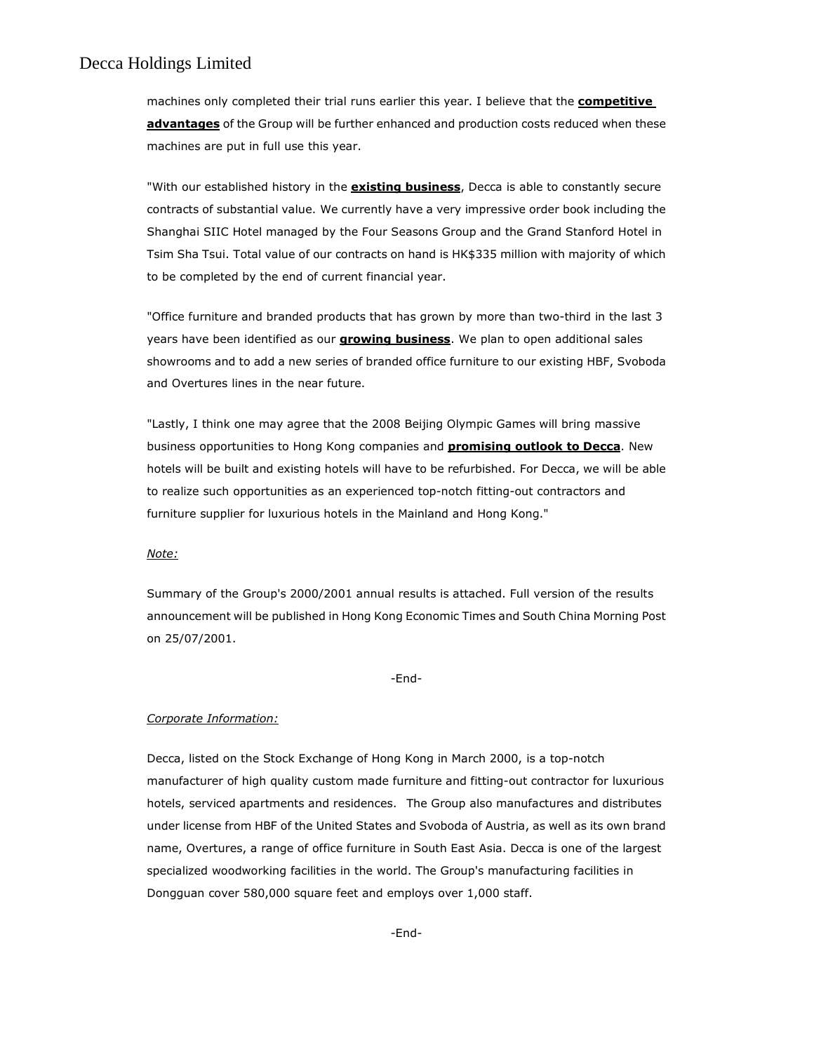machines only completed their trial runs earlier this year. I believe that the **competitive advantages** of the Group will be further enhanced and production costs reduced when these machines are put in full use this year.

"With our established history in the **existing business**, Decca is able to constantly secure contracts of substantial value. We currently have a very impressive order book including the Shanghai SIIC Hotel managed by the Four Seasons Group and the Grand Stanford Hotel in Tsim Sha Tsui. Total value of our contracts on hand is HK$335 million with majority of which to be completed by the end of current financial year.

"Office furniture and branded products that has grown by more than two-third in the last 3 years have been identified as our **growing business**. We plan to open additional sales showrooms and to add a new series of branded office furniture to our existing HBF, Svoboda and Overtures lines in the near future.

"Lastly, I think one may agree that the 2008 Beijing Olympic Games will bring massive business opportunities to Hong Kong companies and **promising outlook to Decca**. New hotels will be built and existing hotels will have to be refurbished. For Decca, we will be able to realize such opportunities as an experienced top-notch fitting-out contractors and furniture supplier for luxurious hotels in the Mainland and Hong Kong."

*Note:*

Summary of the Group's 2000/2001 annual results is attached. Full version of the results announcement will be published in Hong Kong Economic Times and South China Morning Post on 25/07/2001.

-End-

*Corporate Information:*

Decca, listed on the Stock Exchange of Hong Kong in March 2000, is a top-notch manufacturer of high quality custom made furniture and fitting-out contractor for luxurious hotels, serviced apartments and residences. The Group also manufactures and distributes under license from HBF of the United States and Svoboda of Austria, as well as its own brand name, Overtures, a range of office furniture in South East Asia. Decca is one of the largest specialized woodworking facilities in the world. The Group's manufacturing facilities in Dongguan cover 580,000 square feet and employs over 1,000 staff.

-End-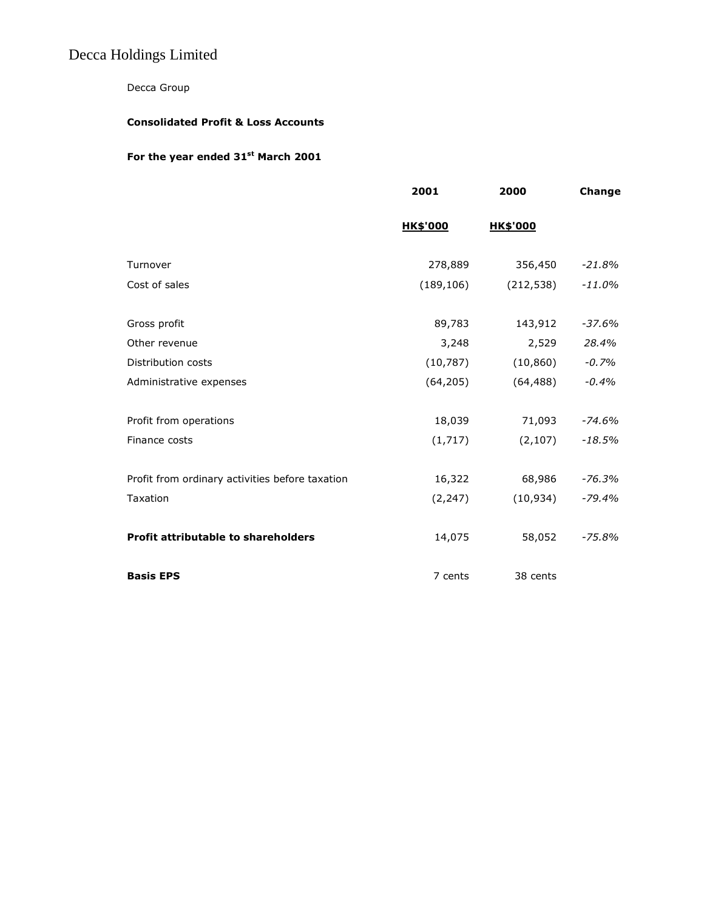# Decca Holdings Limited

Decca Group

**Consolidated Profit & Loss Accounts**

**For the year ended 31st March 2001**

| | 2001 | 2000 | Change |
|---|---|---|---|
| | HK$'000 | HK$'000 | |
| Turnover | 278,889 | 356,450 | *-21.8%* |
| Cost of sales | (189,106) | (212,538) | *-11.0%* |
| Gross profit | 89,783 | 143,912 | *-37.6%* |
| Other revenue | 3,248 | 2,529 | *28.4%* |
| Distribution costs | (10,787) | (10,860) | *-0.7%* |
| Administrative expenses | (64,205) | (64,488) | *-0.4%* |
| Profit from operations | 18,039 | 71,093 | *-74.6%* |
| Finance costs | (1,717) | (2,107) | *-18.5%* |
| Profit from ordinary activities before taxation | 16,322 | 68,986 | *-76.3%* |
| Taxation | (2,247) | (10,934) | *-79.4%* |
| **Profit attributable to shareholders** | 14,075 | 58,052 | *-75.8%* |
| **Basis EPS** | 7 cents | 38 cents | |